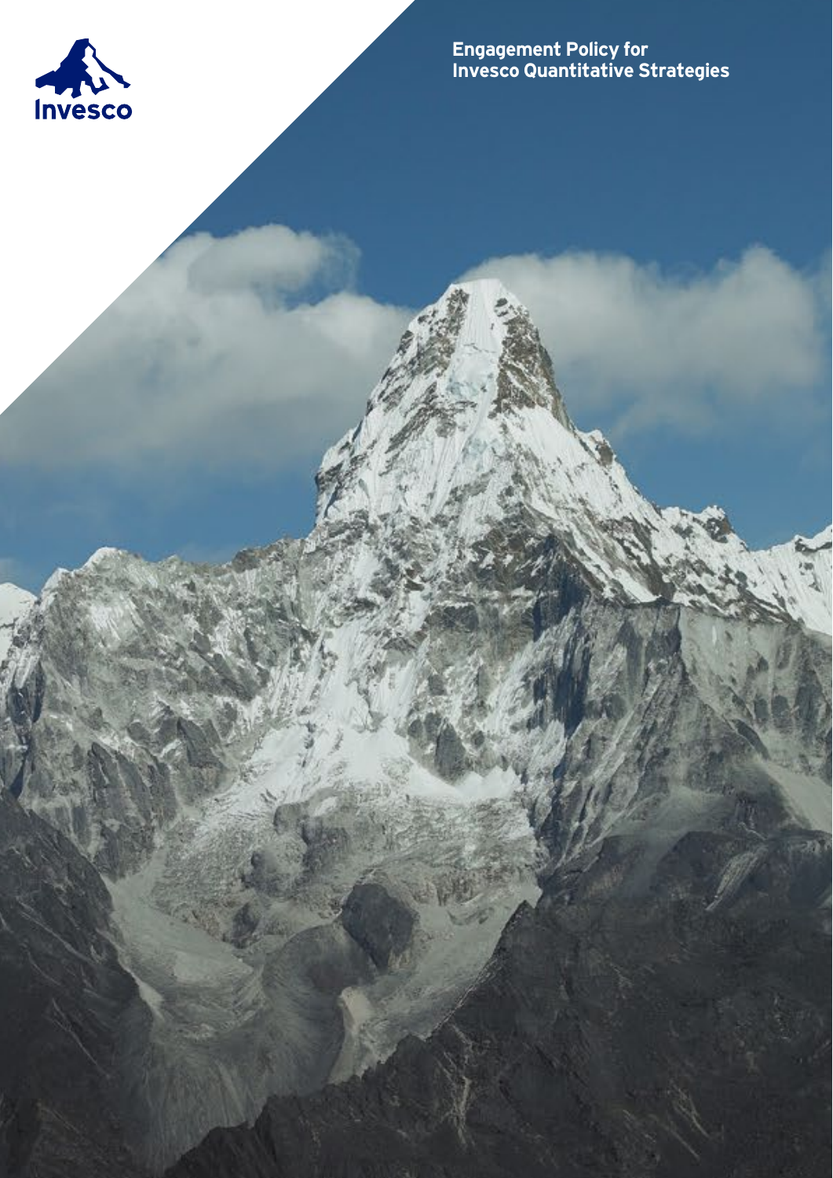# Engagement Policy for Invesco Quantitative Strategies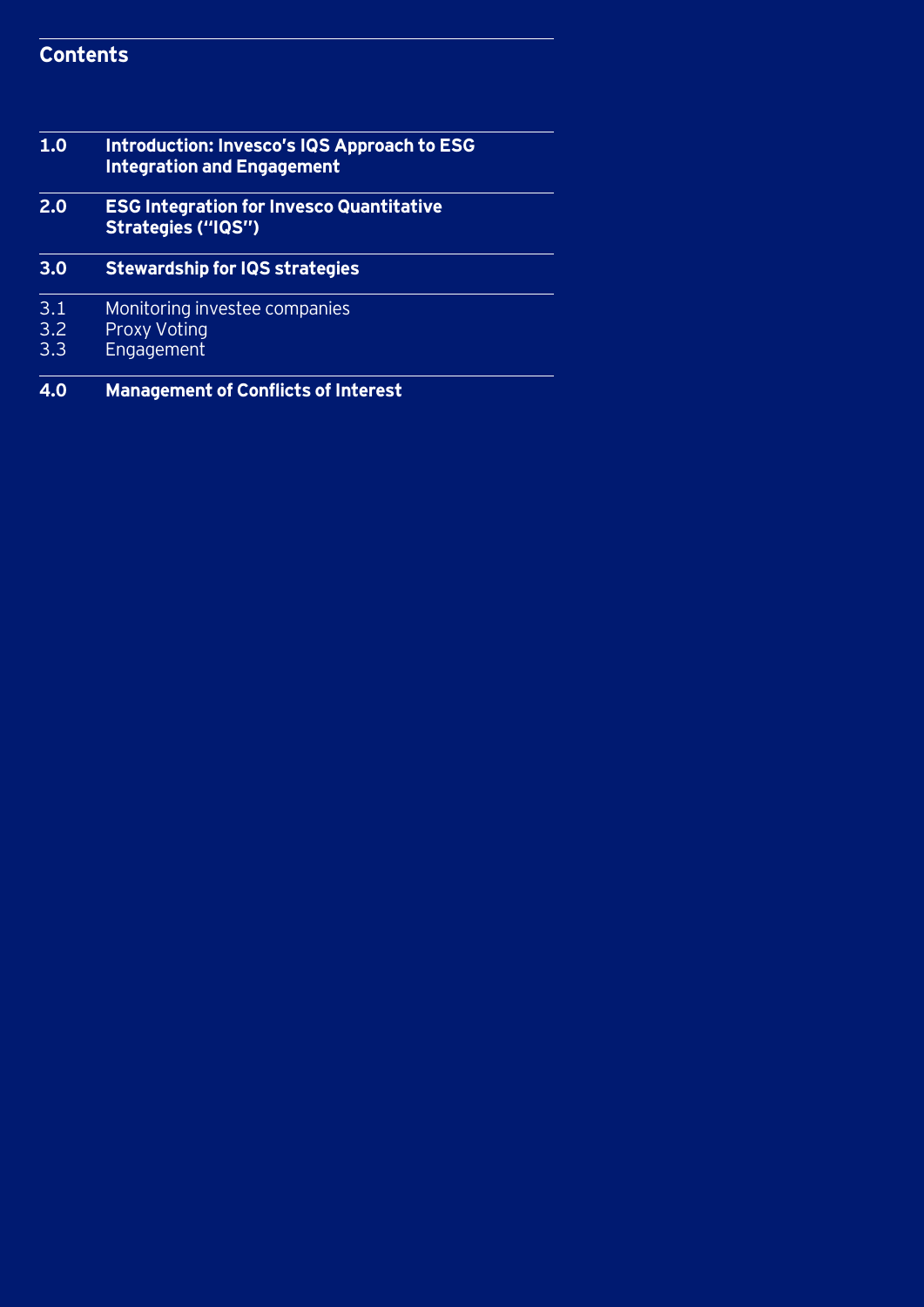## Contents

**1.0 Introduction: Invesco's IQS Approach to ESG Integration and Engagement**

**2.0 ESG Integration for Invesco Quantitative Strategies ("IQS")**

**3.0 Stewardship for IQS strategies**

3.1 Monitoring investee companies
3.2 Proxy Voting
3.3 Engagement

**4.0 Management of Conflicts of Interest**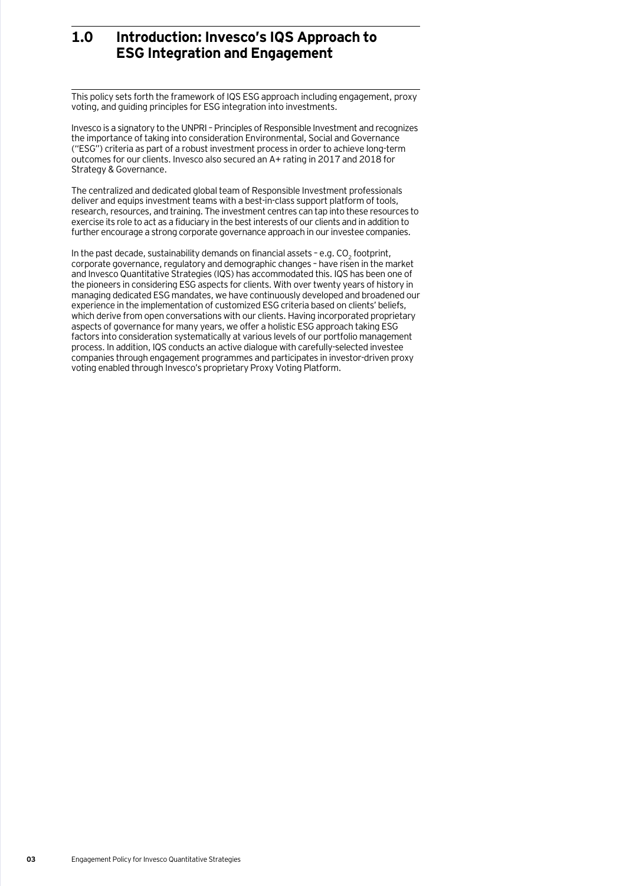# 1.0 Introduction: Invesco's IQS Approach to ESG Integration and Engagement

This policy sets forth the framework of IQS ESG approach including engagement, proxy voting, and guiding principles for ESG integration into investments.

Invesco is a signatory to the UNPRI – Principles of Responsible Investment and recognizes the importance of taking into consideration Environmental, Social and Governance ("ESG") criteria as part of a robust investment process in order to achieve long-term outcomes for our clients. Invesco also secured an A+ rating in 2017 and 2018 for Strategy & Governance.

The centralized and dedicated global team of Responsible Investment professionals deliver and equips investment teams with a best-in-class support platform of tools, research, resources, and training. The investment centres can tap into these resources to exercise its role to act as a fiduciary in the best interests of our clients and in addition to further encourage a strong corporate governance approach in our investee companies.

In the past decade, sustainability demands on financial assets – e.g. $CO_2$ footprint, corporate governance, regulatory and demographic changes – have risen in the market and Invesco Quantitative Strategies (IQS) has accommodated this. IQS has been one of the pioneers in considering ESG aspects for clients. With over twenty years of history in managing dedicated ESG mandates, we have continuously developed and broadened our experience in the implementation of customized ESG criteria based on clients' beliefs, which derive from open conversations with our clients. Having incorporated proprietary aspects of governance for many years, we offer a holistic ESG approach taking ESG factors into consideration systematically at various levels of our portfolio management process. In addition, IQS conducts an active dialogue with carefully-selected investee companies through engagement programmes and participates in investor-driven proxy voting enabled through Invesco's proprietary Proxy Voting Platform.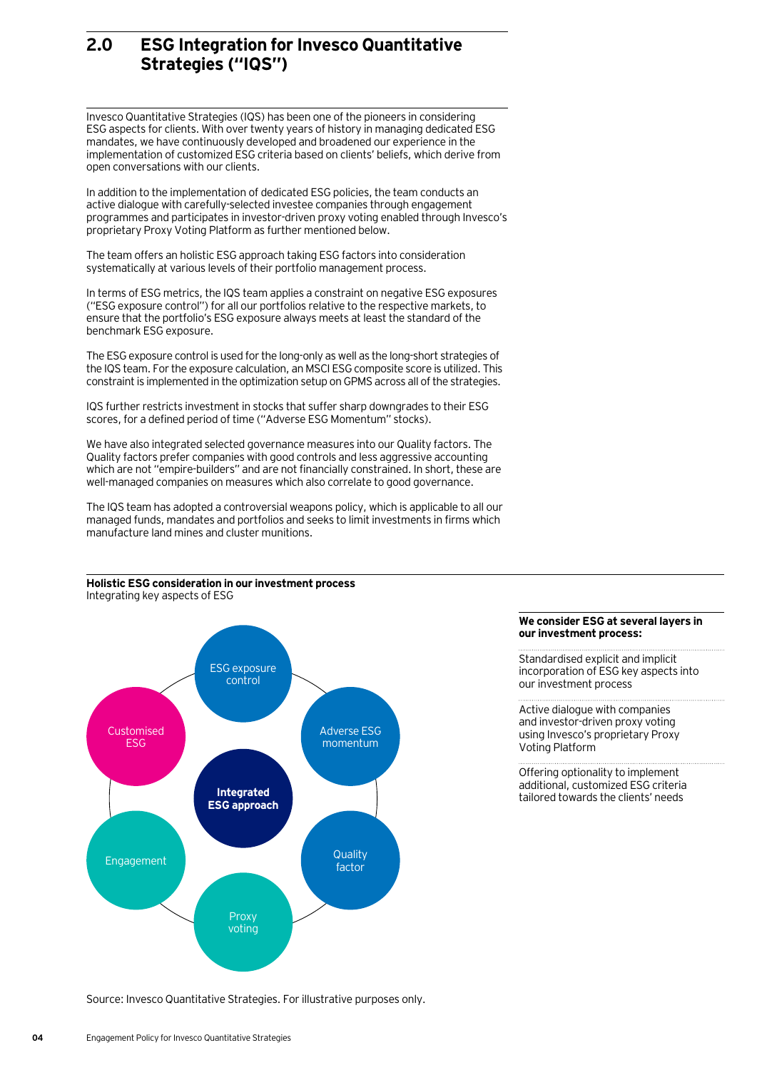## 2.0 ESG Integration for Invesco Quantitative Strategies ("IQS")

Invesco Quantitative Strategies (IQS) has been one of the pioneers in considering ESG aspects for clients. With over twenty years of history in managing dedicated ESG mandates, we have continuously developed and broadened our experience in the implementation of customized ESG criteria based on clients' beliefs, which derive from open conversations with our clients.

In addition to the implementation of dedicated ESG policies, the team conducts an active dialogue with carefully-selected investee companies through engagement programmes and participates in investor-driven proxy voting enabled through Invesco's proprietary Proxy Voting Platform as further mentioned below.

The team offers an holistic ESG approach taking ESG factors into consideration systematically at various levels of their portfolio management process.

In terms of ESG metrics, the IQS team applies a constraint on negative ESG exposures ("ESG exposure control") for all our portfolios relative to the respective markets, to ensure that the portfolio's ESG exposure always meets at least the standard of the benchmark ESG exposure.

The ESG exposure control is used for the long-only as well as the long-short strategies of the IQS team. For the exposure calculation, an MSCI ESG composite score is utilized. This constraint is implemented in the optimization setup on GPMS across all of the strategies.

IQS further restricts investment in stocks that suffer sharp downgrades to their ESG scores, for a defined period of time ("Adverse ESG Momentum" stocks).

We have also integrated selected governance measures into our Quality factors. The Quality factors prefer companies with good controls and less aggressive accounting which are not "empire-builders" and are not financially constrained. In short, these are well-managed companies on measures which also correlate to good governance.

The IQS team has adopted a controversial weapons policy, which is applicable to all our managed funds, mandates and portfolios and seeks to limit investments in firms which manufacture land mines and cluster munitions.

**Holistic ESG consideration in our investment process**
Integrating key aspects of ESG

Integrated ESG approach: ESG exposure control, Adverse ESG momentum, Quality factor, Proxy voting, Engagement, Customised ESG

**We consider ESG at several layers in our investment process:**

- Standardised explicit and implicit incorporation of ESG key aspects into our investment process
- Active dialogue with companies and investor-driven proxy voting using Invesco's proprietary Proxy Voting Platform
- Offering optionality to implement additional, customized ESG criteria tailored towards the clients' needs

Source: Invesco Quantitative Strategies. For illustrative purposes only.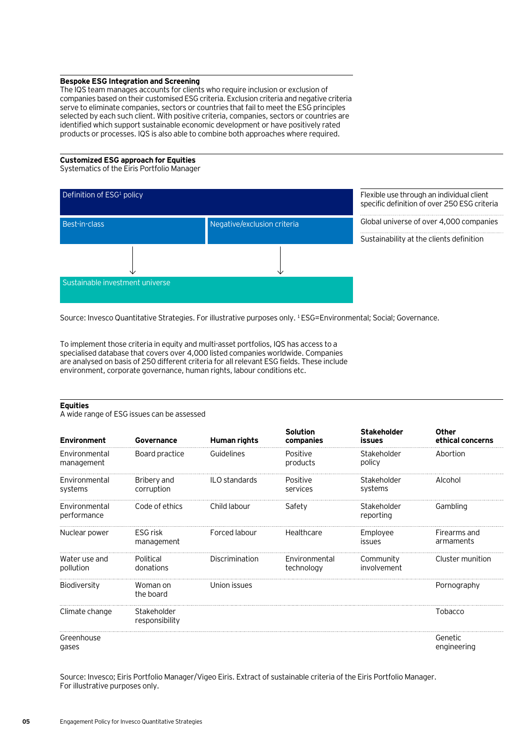### Bespoke ESG Integration and Screening

The IQS team manages accounts for clients who require inclusion or exclusion of companies based on their customised ESG criteria. Exclusion criteria and negative criteria serve to eliminate companies, sectors or countries that fail to meet the ESG principles selected by each such client. With positive criteria, companies, sectors or countries are identified which support sustainable economic development or have positively rated products or processes. IQS is also able to combine both approaches where required.

### Customized ESG approach for Equities

Systematics of the Eiris Portfolio Manager

Definition of ESG[1] policy

Best-in-class | Negative/exclusion criteria

↓ ↓

Sustainable investment universe

- Flexible use through an individual client specific definition of over 250 ESG criteria
- Global universe of over 4,000 companies
- Sustainability at the clients definition

Source: Invesco Quantitative Strategies. For illustrative purposes only. [1] ESG=Environmental; Social; Governance.

To implement those criteria in equity and multi-asset portfolios, IQS has access to a specialised database that covers over 4,000 listed companies worldwide. Companies are analysed on basis of 250 different criteria for all relevant ESG fields. These include environment, corporate governance, human rights, labour conditions etc.

### Equities

A wide range of ESG issues can be assessed

| Environment | Governance | Human rights | Solution companies | Stakeholder issues | Other ethical concerns |
|---|---|---|---|---|---|
| Environmental management | Board practice | Guidelines | Positive products | Stakeholder policy | Abortion |
| Environmental systems | Bribery and corruption | ILO standards | Positive services | Stakeholder systems | Alcohol |
| Environmental performance | Code of ethics | Child labour | Safety | Stakeholder reporting | Gambling |
| Nuclear power | ESG risk management | Forced labour | Healthcare | Employee issues | Firearms and armaments |
| Water use and pollution | Political donations | Discrimination | Environmental technology | Community involvement | Cluster munition |
| Biodiversity | Woman on the board | Union issues | | | Pornography |
| Climate change | Stakeholder responsibility | | | | Tobacco |
| Greenhouse gases | | | | | Genetic engineering |

Source: Invesco; Eiris Portfolio Manager/Vigeo Eiris. Extract of sustainable criteria of the Eiris Portfolio Manager. For illustrative purposes only.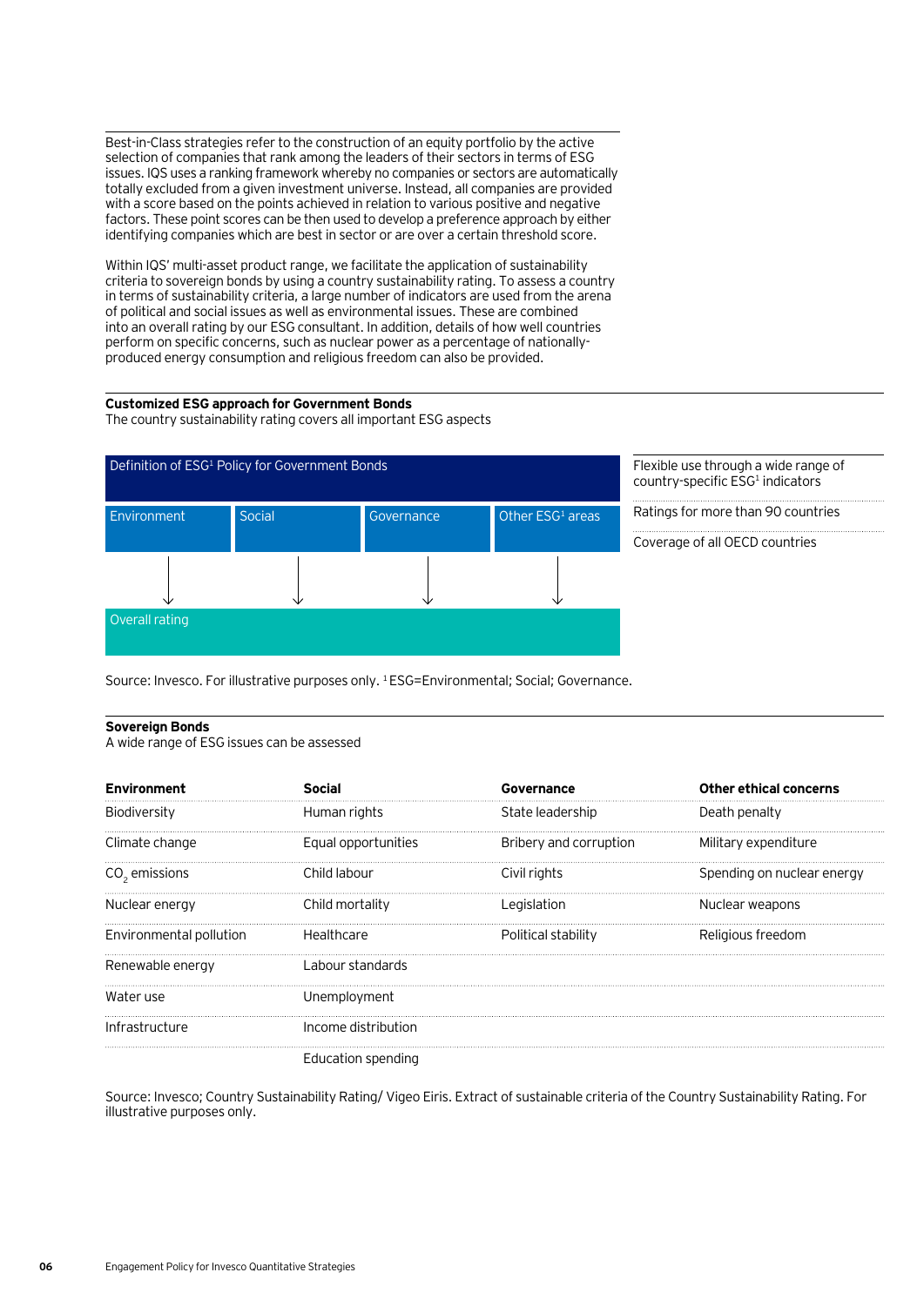Best-in-Class strategies refer to the construction of an equity portfolio by the active selection of companies that rank among the leaders of their sectors in terms of ESG issues. IQS uses a ranking framework whereby no companies or sectors are automatically totally excluded from a given investment universe. Instead, all companies are provided with a score based on the points achieved in relation to various positive and negative factors. These point scores can be then used to develop a preference approach by either identifying companies which are best in sector or are over a certain threshold score.

Within IQS' multi-asset product range, we facilitate the application of sustainability criteria to sovereign bonds by using a country sustainability rating. To assess a country in terms of sustainability criteria, a large number of indicators are used from the arena of political and social issues as well as environmental issues. These are combined into an overall rating by our ESG consultant. In addition, details of how well countries perform on specific concerns, such as nuclear power as a percentage of nationally-produced energy consumption and religious freedom can also be provided.

**Customized ESG approach for Government Bonds**
The country sustainability rating covers all important ESG aspects

| Definition of ESG[1] Policy for Government Bonds | | | |
|---|---|---|---|
| Environment | Social | Governance | Other ESG[1] areas |
| ↓ | ↓ | ↓ | ↓ |
| Overall rating | | | |

- Flexible use through a wide range of country-specific ESG[1] indicators
- Ratings for more than 90 countries
- Coverage of all OECD countries

Source: Invesco. For illustrative purposes only. [1] ESG=Environmental; Social; Governance.

**Sovereign Bonds**
A wide range of ESG issues can be assessed

| Environment | Social | Governance | Other ethical concerns |
|---|---|---|---|
| Biodiversity | Human rights | State leadership | Death penalty |
| Climate change | Equal opportunities | Bribery and corruption | Military expenditure |
| $CO_2$ emissions | Child labour | Civil rights | Spending on nuclear energy |
| Nuclear energy | Child mortality | Legislation | Nuclear weapons |
| Environmental pollution | Healthcare | Political stability | Religious freedom |
| Renewable energy | Labour standards | | |
| Water use | Unemployment | | |
| Infrastructure | Income distribution | | |
| | Education spending | | |

Source: Invesco; Country Sustainability Rating/ Vigeo Eiris. Extract of sustainable criteria of the Country Sustainability Rating. For illustrative purposes only.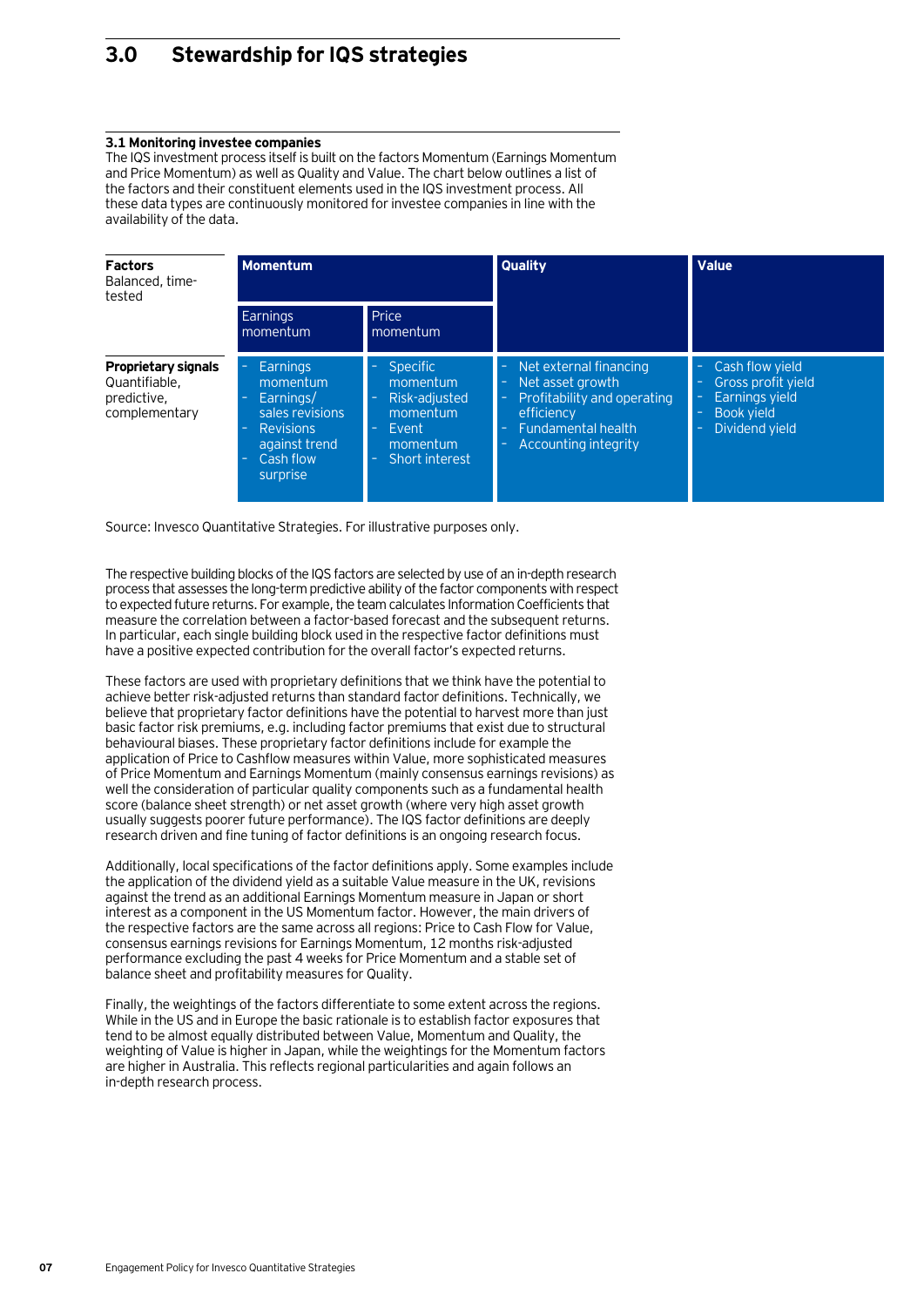## 3.0 Stewardship for IQS strategies

### 3.1 Monitoring investee companies

The IQS investment process itself is built on the factors Momentum (Earnings Momentum and Price Momentum) as well as Quality and Value. The chart below outlines a list of the factors and their constituent elements used in the IQS investment process. All these data types are continuously monitored for investee companies in line with the availability of the data.

| **Factors** Balanced, time-tested | **Momentum** | | **Quality** | **Value** |
|---|---|---|---|---|
| | Earnings momentum | Price momentum | | |
| **Proprietary signals** Quantifiable, predictive, complementary | - Earnings momentum<br>- Earnings/ sales revisions<br>- Revisions against trend<br>- Cash flow surprise | - Specific momentum<br>- Risk-adjusted momentum<br>- Event momentum<br>- Short interest | - Net external financing<br>- Net asset growth<br>- Profitability and operating efficiency<br>- Fundamental health<br>- Accounting integrity | - Cash flow yield<br>- Gross profit yield<br>- Earnings yield<br>- Book yield<br>- Dividend yield |

Source: Invesco Quantitative Strategies. For illustrative purposes only.

The respective building blocks of the IQS factors are selected by use of an in-depth research process that assesses the long-term predictive ability of the factor components with respect to expected future returns. For example, the team calculates Information Coefficients that measure the correlation between a factor-based forecast and the subsequent returns. In particular, each single building block used in the respective factor definitions must have a positive expected contribution for the overall factor's expected returns.

These factors are used with proprietary definitions that we think have the potential to achieve better risk-adjusted returns than standard factor definitions. Technically, we believe that proprietary factor definitions have the potential to harvest more than just basic factor risk premiums, e.g. including factor premiums that exist due to structural behavioural biases. These proprietary factor definitions include for example the application of Price to Cashflow measures within Value, more sophisticated measures of Price Momentum and Earnings Momentum (mainly consensus earnings revisions) as well the consideration of particular quality components such as a fundamental health score (balance sheet strength) or net asset growth (where very high asset growth usually suggests poorer future performance). The IQS factor definitions are deeply research driven and fine tuning of factor definitions is an ongoing research focus.

Additionally, local specifications of the factor definitions apply. Some examples include the application of the dividend yield as a suitable Value measure in the UK, revisions against the trend as an additional Earnings Momentum measure in Japan or short interest as a component in the US Momentum factor. However, the main drivers of the respective factors are the same across all regions: Price to Cash Flow for Value, consensus earnings revisions for Earnings Momentum, 12 months risk-adjusted performance excluding the past 4 weeks for Price Momentum and a stable set of balance sheet and profitability measures for Quality.

Finally, the weightings of the factors differentiate to some extent across the regions. While in the US and in Europe the basic rationale is to establish factor exposures that tend to be almost equally distributed between Value, Momentum and Quality, the weighting of Value is higher in Japan, while the weightings for the Momentum factors are higher in Australia. This reflects regional particularities and again follows an in-depth research process.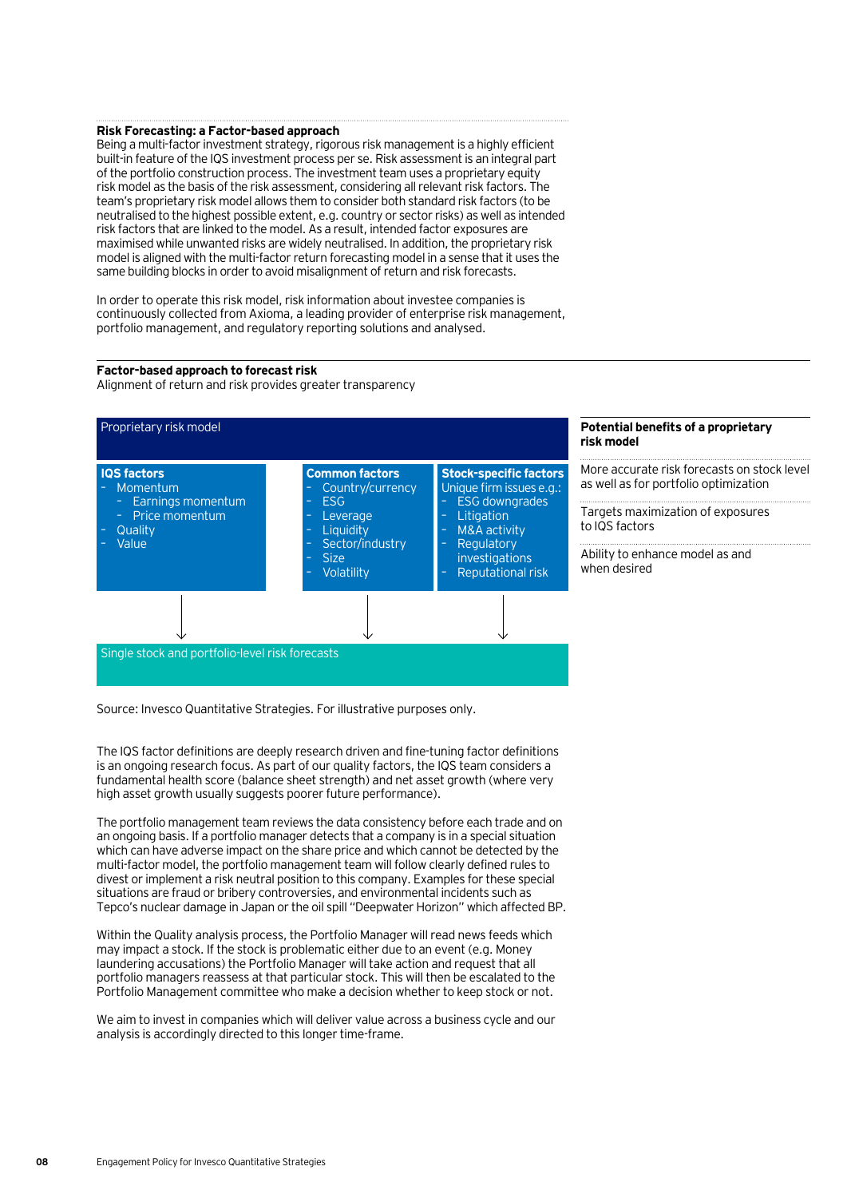### Risk Forecasting: a Factor-based approach

Being a multi-factor investment strategy, rigorous risk management is a highly efficient built-in feature of the IQS investment process per se. Risk assessment is an integral part of the portfolio construction process. The investment team uses a proprietary equity risk model as the basis of the risk assessment, considering all relevant risk factors. The team's proprietary risk model allows them to consider both standard risk factors (to be neutralised to the highest possible extent, e.g. country or sector risks) as well as intended risk factors that are linked to the model. As a result, intended factor exposures are maximised while unwanted risks are widely neutralised. In addition, the proprietary risk model is aligned with the multi-factor return forecasting model in a sense that it uses the same building blocks in order to avoid misalignment of return and risk forecasts.

In order to operate this risk model, risk information about investee companies is continuously collected from Axioma, a leading provider of enterprise risk management, portfolio management, and regulatory reporting solutions and analysed.

### Factor-based approach to forecast risk

Alignment of return and risk provides greater transparency

**Proprietary risk model**

| IQS factors | Common factors | Stock-specific factors |
|---|---|---|
| - Momentum<br>  - Earnings momentum<br>  - Price momentum<br>- Quality<br>- Value | - Country/currency<br>- ESG<br>- Leverage<br>- Liquidity<br>- Sector/industry<br>- Size<br>- Volatility | Unique firm issues e.g.:<br>- ESG downgrades<br>- Litigation<br>- M&A activity<br>- Regulatory investigations<br>- Reputational risk |

↓

**Single stock and portfolio-level risk forecasts**

**Potential benefits of a proprietary risk model**

- More accurate risk forecasts on stock level as well as for portfolio optimization
- Targets maximization of exposures to IQS factors
- Ability to enhance model as and when desired

Source: Invesco Quantitative Strategies. For illustrative purposes only.

The IQS factor definitions are deeply research driven and fine-tuning factor definitions is an ongoing research focus. As part of our quality factors, the IQS team considers a fundamental health score (balance sheet strength) and net asset growth (where very high asset growth usually suggests poorer future performance).

The portfolio management team reviews the data consistency before each trade and on an ongoing basis. If a portfolio manager detects that a company is in a special situation which can have adverse impact on the share price and which cannot be detected by the multi-factor model, the portfolio management team will follow clearly defined rules to divest or implement a risk neutral position to this company. Examples for these special situations are fraud or bribery controversies, and environmental incidents such as Tepco's nuclear damage in Japan or the oil spill "Deepwater Horizon" which affected BP.

Within the Quality analysis process, the Portfolio Manager will read news feeds which may impact a stock. If the stock is problematic either due to an event (e.g. Money laundering accusations) the Portfolio Manager will take action and request that all portfolio managers reassess at that particular stock. This will then be escalated to the Portfolio Management committee who make a decision whether to keep stock or not.

We aim to invest in companies which will deliver value across a business cycle and our analysis is accordingly directed to this longer time-frame.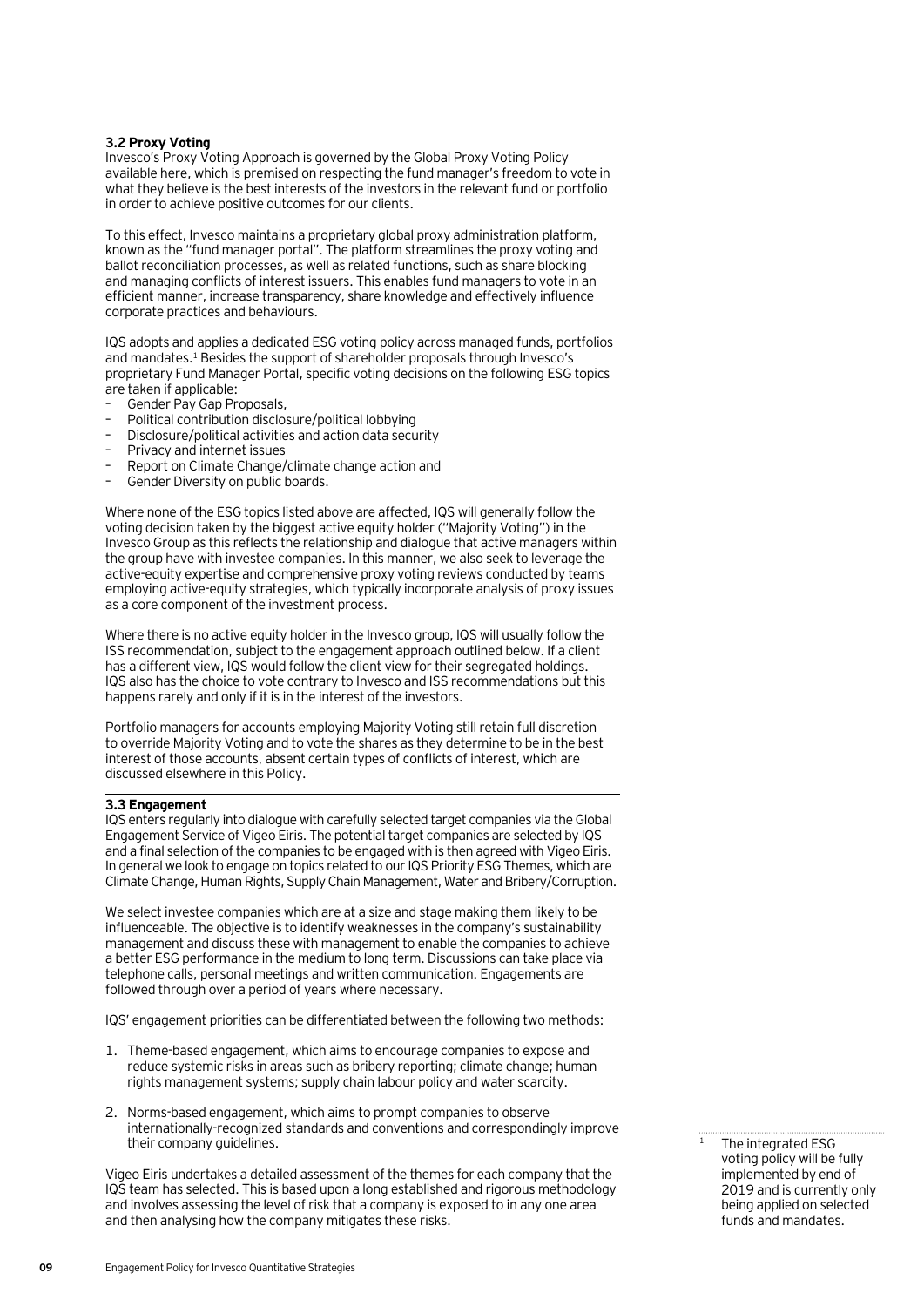### 3.2 Proxy Voting

Invesco's Proxy Voting Approach is governed by the Global Proxy Voting Policy available here, which is premised on respecting the fund manager's freedom to vote in what they believe is the best interests of the investors in the relevant fund or portfolio in order to achieve positive outcomes for our clients.

To this effect, Invesco maintains a proprietary global proxy administration platform, known as the "fund manager portal". The platform streamlines the proxy voting and ballot reconciliation processes, as well as related functions, such as share blocking and managing conflicts of interest issuers. This enables fund managers to vote in an efficient manner, increase transparency, share knowledge and effectively influence corporate practices and behaviours.

IQS adopts and applies a dedicated ESG voting policy across managed funds, portfolios and mandates.[1] Besides the support of shareholder proposals through Invesco's proprietary Fund Manager Portal, specific voting decisions on the following ESG topics are taken if applicable:

- Gender Pay Gap Proposals,
- Political contribution disclosure/political lobbying
- Disclosure/political activities and action data security
- Privacy and internet issues
- Report on Climate Change/climate change action and
- Gender Diversity on public boards.

Where none of the ESG topics listed above are affected, IQS will generally follow the voting decision taken by the biggest active equity holder ("Majority Voting") in the Invesco Group as this reflects the relationship and dialogue that active managers within the group have with investee companies. In this manner, we also seek to leverage the active-equity expertise and comprehensive proxy voting reviews conducted by teams employing active-equity strategies, which typically incorporate analysis of proxy issues as a core component of the investment process.

Where there is no active equity holder in the Invesco group, IQS will usually follow the ISS recommendation, subject to the engagement approach outlined below. If a client has a different view, IQS would follow the client view for their segregated holdings. IQS also has the choice to vote contrary to Invesco and ISS recommendations but this happens rarely and only if it is in the interest of the investors.

Portfolio managers for accounts employing Majority Voting still retain full discretion to override Majority Voting and to vote the shares as they determine to be in the best interest of those accounts, absent certain types of conflicts of interest, which are discussed elsewhere in this Policy.

### 3.3 Engagement

IQS enters regularly into dialogue with carefully selected target companies via the Global Engagement Service of Vigeo Eiris. The potential target companies are selected by IQS and a final selection of the companies to be engaged with is then agreed with Vigeo Eiris. In general we look to engage on topics related to our IQS Priority ESG Themes, which are Climate Change, Human Rights, Supply Chain Management, Water and Bribery/Corruption.

We select investee companies which are at a size and stage making them likely to be influenceable. The objective is to identify weaknesses in the company's sustainability management and discuss these with management to enable the companies to achieve a better ESG performance in the medium to long term. Discussions can take place via telephone calls, personal meetings and written communication. Engagements are followed through over a period of years where necessary.

IQS' engagement priorities can be differentiated between the following two methods:

1. Theme-based engagement, which aims to encourage companies to expose and reduce systemic risks in areas such as bribery reporting; climate change; human rights management systems; supply chain labour policy and water scarcity.
2. Norms-based engagement, which aims to prompt companies to observe internationally-recognized standards and conventions and correspondingly improve their company guidelines.

Vigeo Eiris undertakes a detailed assessment of the themes for each company that the IQS team has selected. This is based upon a long established and rigorous methodology and involves assessing the level of risk that a company is exposed to in any one area and then analysing how the company mitigates these risks.

[1] The integrated ESG voting policy will be fully implemented by end of 2019 and is currently only being applied on selected funds and mandates.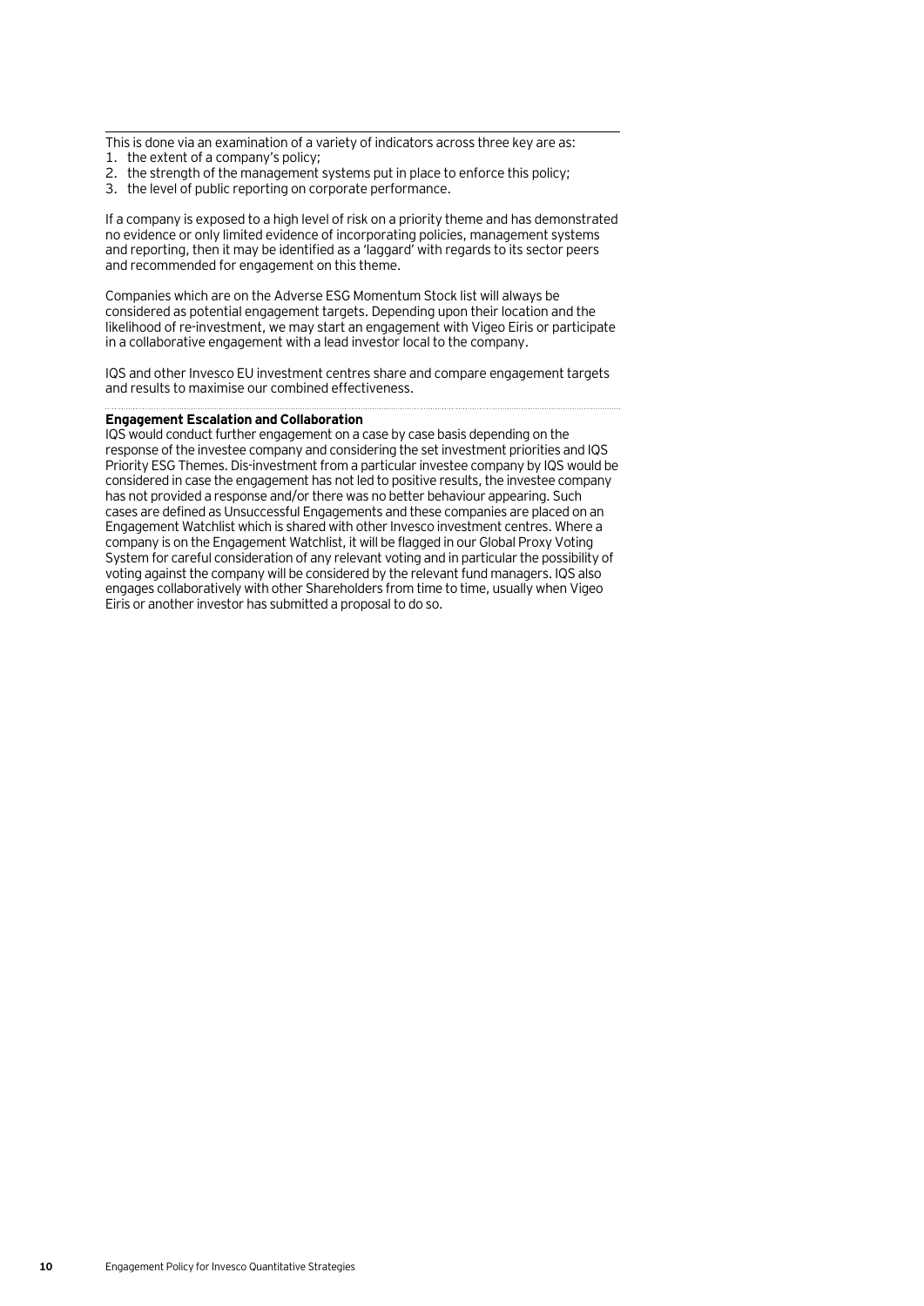This is done via an examination of a variety of indicators across three key are as:

1. the extent of a company's policy;
2. the strength of the management systems put in place to enforce this policy;
3. the level of public reporting on corporate performance.

If a company is exposed to a high level of risk on a priority theme and has demonstrated no evidence or only limited evidence of incorporating policies, management systems and reporting, then it may be identified as a 'laggard' with regards to its sector peers and recommended for engagement on this theme.

Companies which are on the Adverse ESG Momentum Stock list will always be considered as potential engagement targets. Depending upon their location and the likelihood of re-investment, we may start an engagement with Vigeo Eiris or participate in a collaborative engagement with a lead investor local to the company.

IQS and other Invesco EU investment centres share and compare engagement targets and results to maximise our combined effectiveness.

**Engagement Escalation and Collaboration**

IQS would conduct further engagement on a case by case basis depending on the response of the investee company and considering the set investment priorities and IQS Priority ESG Themes. Dis-investment from a particular investee company by IQS would be considered in case the engagement has not led to positive results, the investee company has not provided a response and/or there was no better behaviour appearing. Such cases are defined as Unsuccessful Engagements and these companies are placed on an Engagement Watchlist which is shared with other Invesco investment centres. Where a company is on the Engagement Watchlist, it will be flagged in our Global Proxy Voting System for careful consideration of any relevant voting and in particular the possibility of voting against the company will be considered by the relevant fund managers. IQS also engages collaboratively with other Shareholders from time to time, usually when Vigeo Eiris or another investor has submitted a proposal to do so.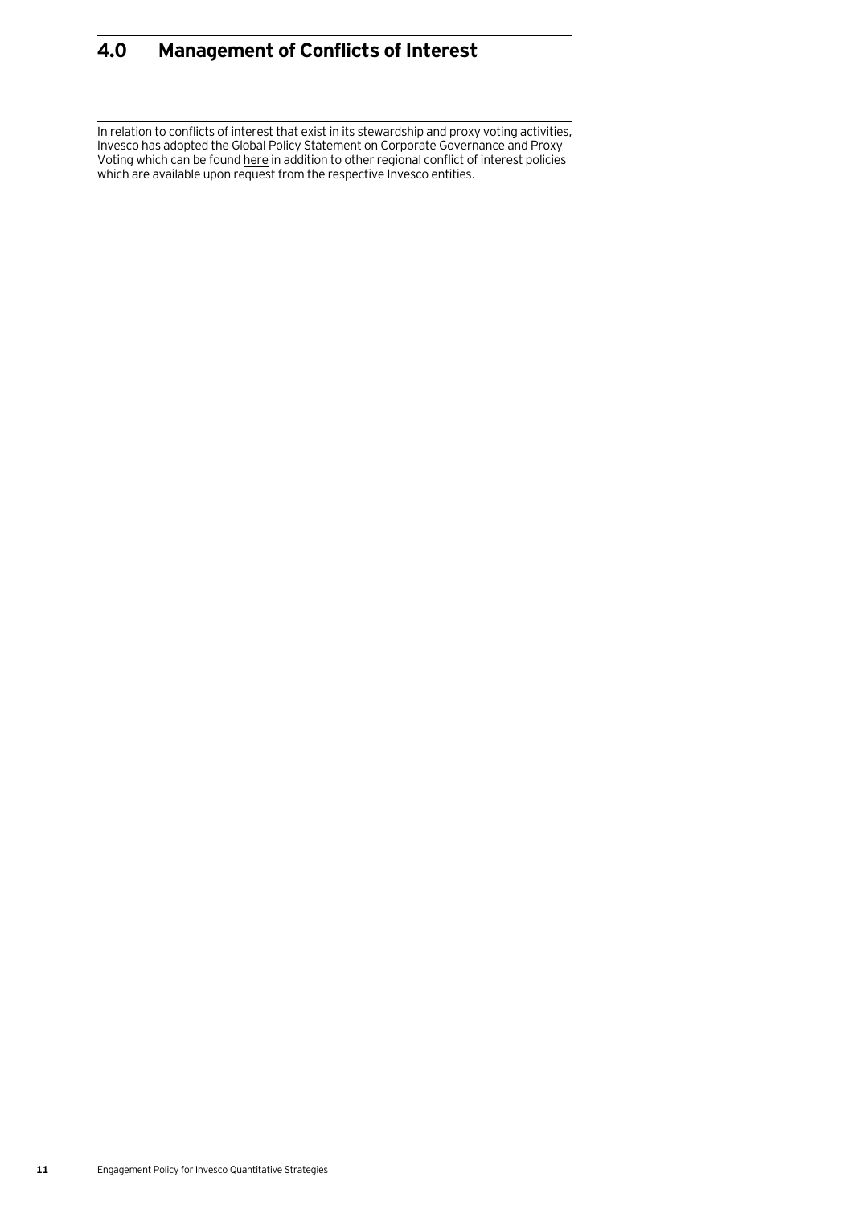# 4.0 Management of Conflicts of Interest

In relation to conflicts of interest that exist in its stewardship and proxy voting activities, Invesco has adopted the Global Policy Statement on Corporate Governance and Proxy Voting which can be found here in addition to other regional conflict of interest policies which are available upon request from the respective Invesco entities.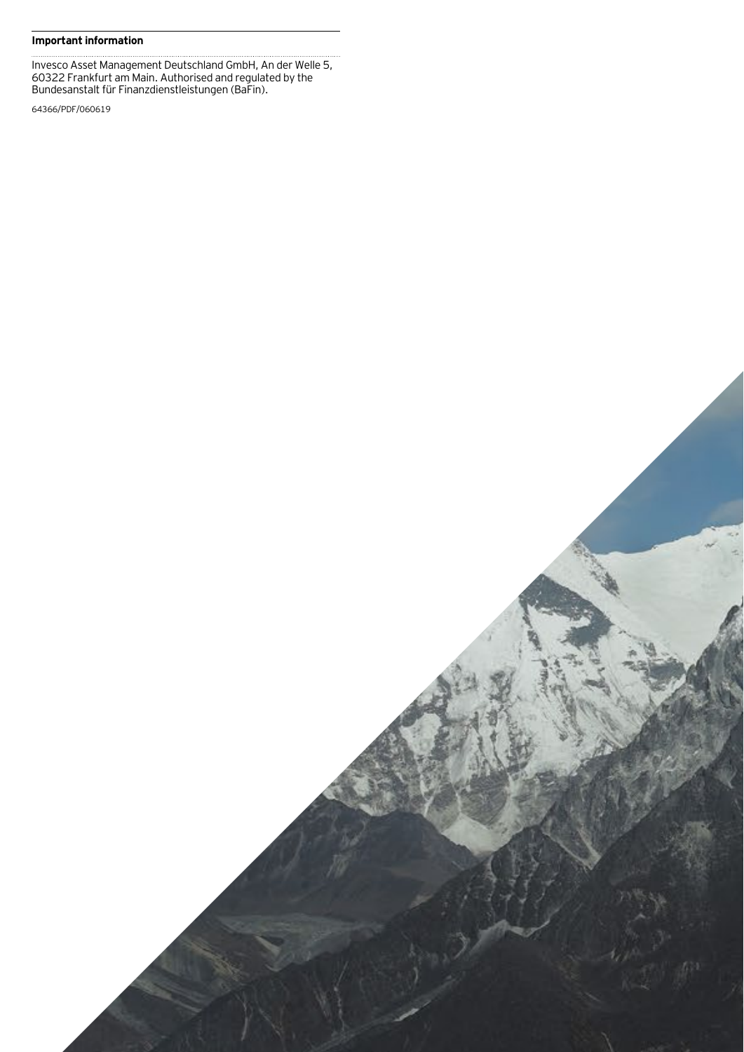### Important information

Invesco Asset Management Deutschland GmbH, An der Welle 5, 60322 Frankfurt am Main. Authorised and regulated by the Bundesanstalt für Finanzdienstleistungen (BaFin).

64366/PDF/060619